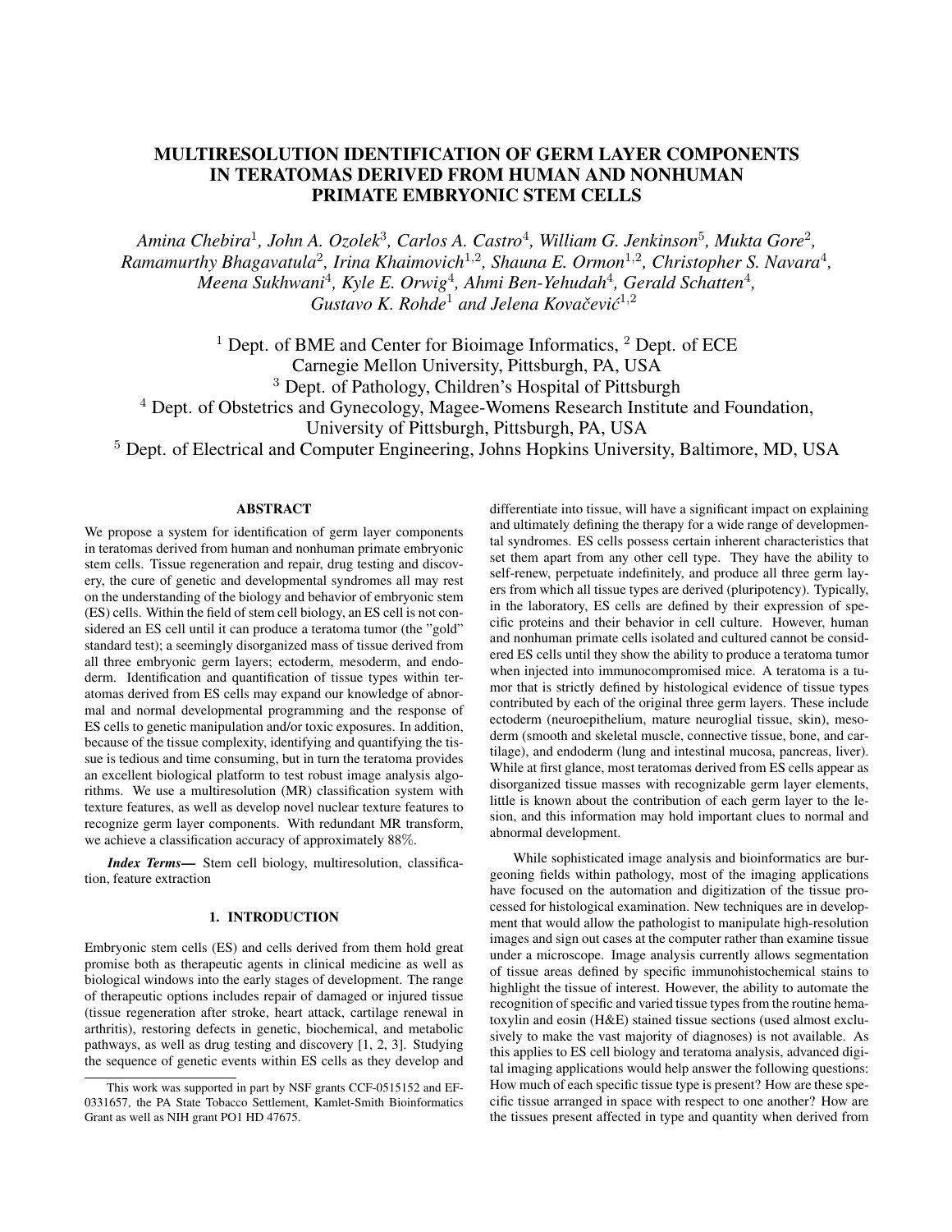# MULTIRESOLUTION IDENTIFICATION OF GERM LAYER COMPONENTS IN TERATOMAS DERIVED FROM HUMAN AND NONHUMAN PRIMATE EMBRYONIC STEM CELLS

*Amina Chebira[1], John A. Ozolek[3], Carlos A. Castro[4], William G. Jenkinson[5], Mukta Gore[2], Ramamurthy Bhagavatula[2], Irina Khaimovich[1,2], Shauna E. Ormon[1,2], Christopher S. Navara[4], Meena Sukhwani[4], Kyle E. Orwig[4], Ahmi Ben-Yehudah[4], Gerald Schatten[4], Gustavo K. Rohde[1] and Jelena Kovačević[1,2]*

[1] Dept. of BME and Center for Bioimage Informatics, [2] Dept. of ECE
Carnegie Mellon University, Pittsburgh, PA, USA
[3] Dept. of Pathology, Children's Hospital of Pittsburgh
[4] Dept. of Obstetrics and Gynecology, Magee-Womens Research Institute and Foundation, University of Pittsburgh, Pittsburgh, PA, USA
[5] Dept. of Electrical and Computer Engineering, Johns Hopkins University, Baltimore, MD, USA

## ABSTRACT

We propose a system for identification of germ layer components in teratomas derived from human and nonhuman primate embryonic stem cells. Tissue regeneration and repair, drug testing and discovery, the cure of genetic and developmental syndromes all may rest on the understanding of the biology and behavior of embryonic stem (ES) cells. Within the field of stem cell biology, an ES cell is not considered an ES cell until it can produce a teratoma tumor (the "gold" standard test); a seemingly disorganized mass of tissue derived from all three embryonic germ layers; ectoderm, mesoderm, and endoderm. Identification and quantification of tissue types within teratomas derived from ES cells may expand our knowledge of abnormal and normal developmental programming and the response of ES cells to genetic manipulation and/or toxic exposures. In addition, because of the tissue complexity, identifying and quantifying the tissue is tedious and time consuming, but in turn the teratoma provides an excellent biological platform to test robust image analysis algorithms. We use a multiresolution (MR) classification system with texture features, as well as develop novel nuclear texture features to recognize germ layer components. With redundant MR transform, we achieve a classification accuracy of approximately 88%.

***Index Terms*—** Stem cell biology, multiresolution, classification, feature extraction

## 1. INTRODUCTION

Embryonic stem cells (ES) and cells derived from them hold great promise both as therapeutic agents in clinical medicine as well as biological windows into the early stages of development. The range of therapeutic options includes repair of damaged or injured tissue (tissue regeneration after stroke, heart attack, cartilage renewal in arthritis), restoring defects in genetic, biochemical, and metabolic pathways, as well as drug testing and discovery [1, 2, 3]. Studying the sequence of genetic events within ES cells as they develop and differentiate into tissue, will have a significant impact on explaining and ultimately defining the therapy for a wide range of developmental syndromes. ES cells possess certain inherent characteristics that set them apart from any other cell type. They have the ability to self-renew, perpetuate indefinitely, and produce all three germ layers from which all tissue types are derived (pluripotency). Typically, in the laboratory, ES cells are defined by their expression of specific proteins and their behavior in cell culture. However, human and nonhuman primate cells isolated and cultured cannot be considered ES cells until they show the ability to produce a teratoma tumor when injected into immunocompromised mice. A teratoma is a tumor that is strictly defined by histological evidence of tissue types contributed by each of the original three germ layers. These include ectoderm (neuroepithelium, mature neuroglial tissue, skin), mesoderm (smooth and skeletal muscle, connective tissue, bone, and cartilage), and endoderm (lung and intestinal mucosa, pancreas, liver). While at first glance, most teratomas derived from ES cells appear as disorganized tissue masses with recognizable germ layer elements, little is known about the contribution of each germ layer to the lesion, and this information may hold important clues to normal and abnormal development.

While sophisticated image analysis and bioinformatics are burgeoning fields within pathology, most of the imaging applications have focused on the automation and digitization of the tissue processed for histological examination. New techniques are in development that would allow the pathologist to manipulate high-resolution images and sign out cases at the computer rather than examine tissue under a microscope. Image analysis currently allows segmentation of tissue areas defined by specific immunohistochemical stains to highlight the tissue of interest. However, the ability to automate the recognition of specific and varied tissue types from the routine hematoxylin and eosin (H&E) stained tissue sections (used almost exclusively to make the vast majority of diagnoses) is not available. As this applies to ES cell biology and teratoma analysis, advanced digital imaging applications would help answer the following questions: How much of each specific tissue type is present? How are these specific tissue arranged in space with respect to one another? How are the tissues present affected in type and quantity when derived from

This work was supported in part by NSF grants CCF-0515152 and EF-0331657, the PA State Tobacco Settlement, Kamlet-Smith Bioinformatics Grant as well as NIH grant PO1 HD 47675.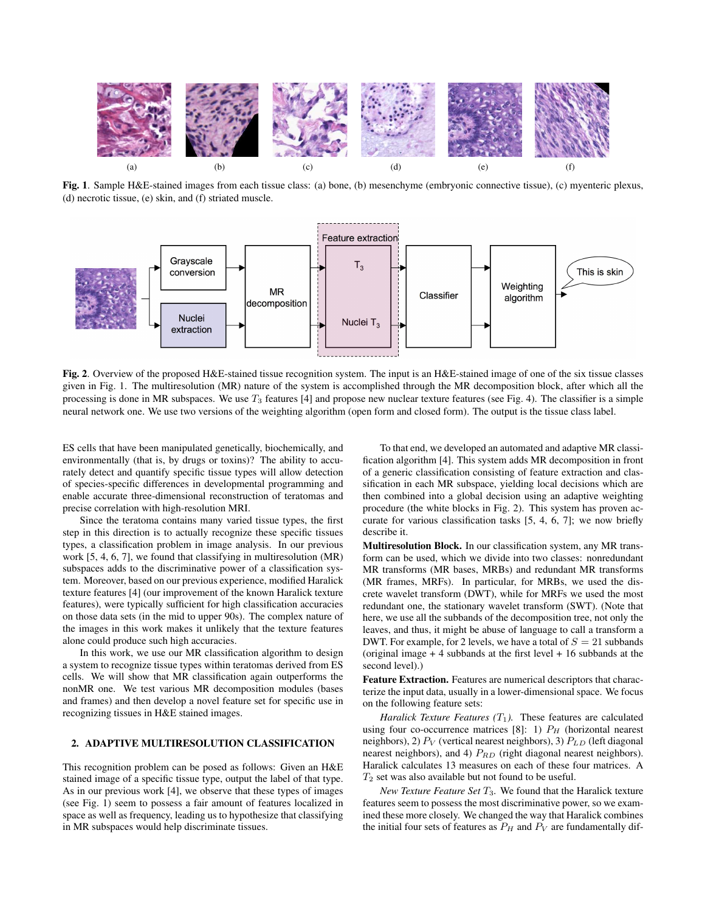**Fig. 1**. Sample H&E-stained images from each tissue class: (a) bone, (b) mesenchyme (embryonic connective tissue), (c) myenteric plexus, (d) necrotic tissue, (e) skin, and (f) striated muscle.

**Fig. 2**. Overview of the proposed H&E-stained tissue recognition system. The input is an H&E-stained image of one of the six tissue classes given in Fig. 1. The multiresolution (MR) nature of the system is accomplished through the MR decomposition block, after which all the processing is done in MR subspaces. We use $T_3$ features [4] and propose new nuclear texture features (see Fig. 4). The classifier is a simple neural network one. We use two versions of the weighting algorithm (open form and closed form). The output is the tissue class label.

ES cells that have been manipulated genetically, biochemically, and environmentally (that is, by drugs or toxins)? The ability to accurately detect and quantify specific tissue types will allow detection of species-specific differences in developmental programming and enable accurate three-dimensional reconstruction of teratomas and precise correlation with high-resolution MRI.

Since the teratoma contains many varied tissue types, the first step in this direction is to actually recognize these specific tissues types, a classification problem in image analysis. In our previous work [5, 4, 6, 7], we found that classifying in multiresolution (MR) subspaces adds to the discriminative power of a classification system. Moreover, based on our previous experience, modified Haralick texture features [4] (our improvement of the known Haralick texture features), were typically sufficient for high classification accuracies on those data sets (in the mid to upper 90s). The complex nature of the images in this work makes it unlikely that the texture features alone could produce such high accuracies.

In this work, we use our MR classification algorithm to design a system to recognize tissue types within teratomas derived from ES cells. We will show that MR classification again outperforms the nonMR one. We test various MR decomposition modules (bases and frames) and then develop a novel feature set for specific use in recognizing tissues in H&E stained images.

## 2. ADAPTIVE MULTIRESOLUTION CLASSIFICATION

This recognition problem can be posed as follows: Given an H&E stained image of a specific tissue type, output the label of that type. As in our previous work [4], we observe that these types of images (see Fig. 1) seem to possess a fair amount of features localized in space as well as frequency, leading us to hypothesize that classifying in MR subspaces would help discriminate tissues.

To that end, we developed an automated and adaptive MR classification algorithm [4]. This system adds MR decomposition in front of a generic classification consisting of feature extraction and classification in each MR subspace, yielding local decisions which are then combined into a global decision using an adaptive weighting procedure (the white blocks in Fig. 2). This system has proven accurate for various classification tasks [5, 4, 6, 7]; we now briefly describe it.

**Multiresolution Block.** In our classification system, any MR transform can be used, which we divide into two classes: nonredundant MR transforms (MR bases, MRBs) and redundant MR transforms (MR frames, MRFs). In particular, for MRBs, we used the discrete wavelet transform (DWT), while for MRFs we used the most redundant one, the stationary wavelet transform (SWT). (Note that here, we use all the subbands of the decomposition tree, not only the leaves, and thus, it might be abuse of language to call a transform a DWT. For example, for 2 levels, we have a total of $S = 21$ subbands (original image + 4 subbands at the first level + 16 subbands at the second level).)

**Feature Extraction.** Features are numerical descriptors that characterize the input data, usually in a lower-dimensional space. We focus on the following feature sets:

*Haralick Texture Features ($T_1$).* These features are calculated using four co-occurrence matrices [8]: 1) $P_H$ (horizontal nearest neighbors), 2) $P_V$ (vertical nearest neighbors), 3) $P_{LD}$ (left diagonal nearest neighbors), and 4) $P_{RD}$ (right diagonal nearest neighbors). Haralick calculates 13 measures on each of these four matrices. A $T_2$ set was also available but not found to be useful.

*New Texture Feature Set $T_3$.* We found that the Haralick texture features seem to possess the most discriminative power, so we examined these more closely. We changed the way that Haralick combines the initial four sets of features as $P_H$ and $P_V$ are fundamentally dif-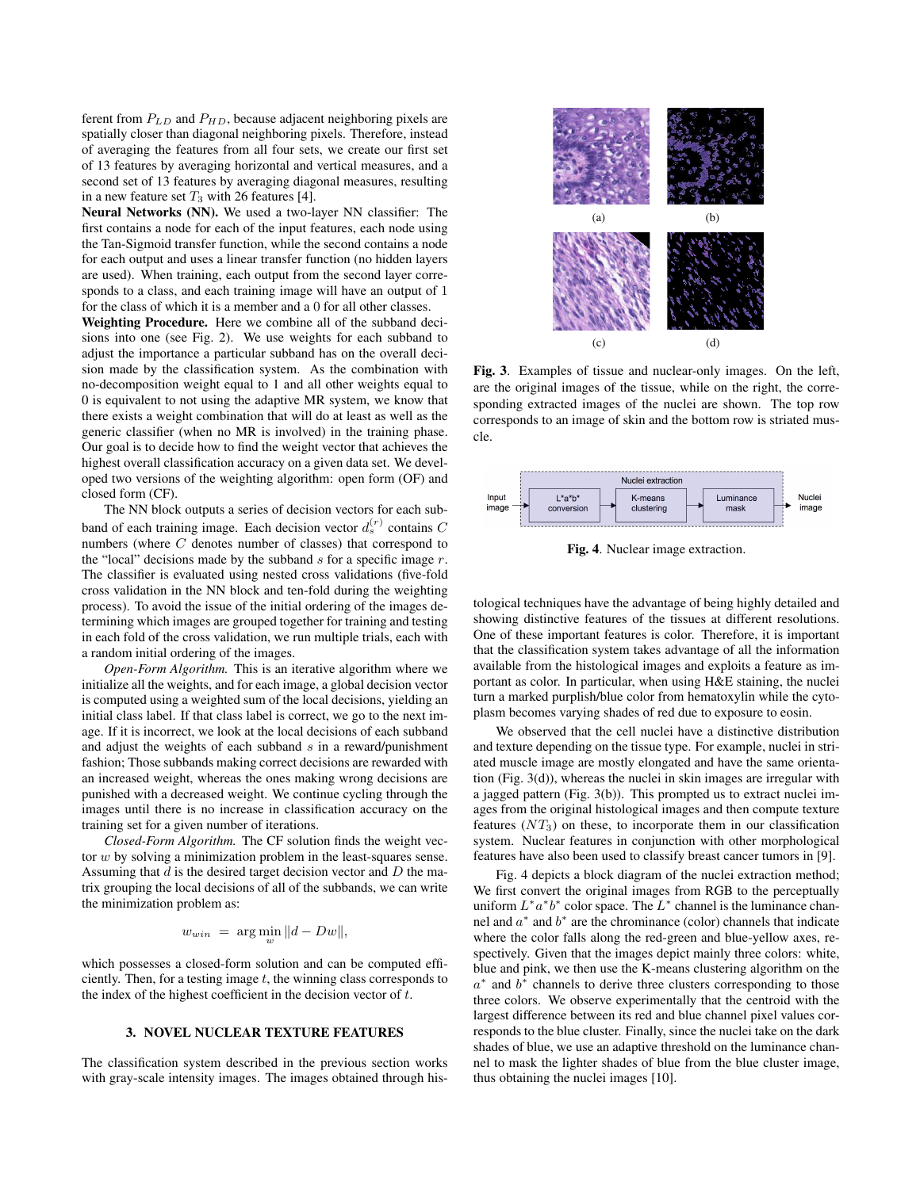ferent from $P_{LD}$ and $P_{HD}$, because adjacent neighboring pixels are spatially closer than diagonal neighboring pixels. Therefore, instead of averaging the features from all four sets, we create our first set of 13 features by averaging horizontal and vertical measures, and a second set of 13 features by averaging diagonal measures, resulting in a new feature set $T_3$ with 26 features [4].

**Neural Networks (NN).** We used a two-layer NN classifier: The first contains a node for each of the input features, each node using the Tan-Sigmoid transfer function, while the second contains a node for each output and uses a linear transfer function (no hidden layers are used). When training, each output from the second layer corresponds to a class, and each training image will have an output of 1 for the class of which it is a member and a 0 for all other classes.

**Weighting Procedure.** Here we combine all of the subband decisions into one (see Fig. 2). We use weights for each subband to adjust the importance a particular subband has on the overall decision made by the classification system. As the combination with no-decomposition weight equal to 1 and all other weights equal to 0 is equivalent to not using the adaptive MR system, we know that there exists a weight combination that will do at least as well as the generic classifier (when no MR is involved) in the training phase. Our goal is to decide how to find the weight vector that achieves the highest overall classification accuracy on a given data set. We developed two versions of the weighting algorithm: open form (OF) and closed form (CF).

The NN block outputs a series of decision vectors for each subband of each training image. Each decision vector $d_s^{(r)}$ contains $C$ numbers (where $C$ denotes number of classes) that correspond to the "local" decisions made by the subband $s$ for a specific image $r$. The classifier is evaluated using nested cross validations (five-fold cross validation in the NN block and ten-fold during the weighting process). To avoid the issue of the initial ordering of the images determining which images are grouped together for training and testing in each fold of the cross validation, we run multiple trials, each with a random initial ordering of the images.

*Open-Form Algorithm.* This is an iterative algorithm where we initialize all the weights, and for each image, a global decision vector is computed using a weighted sum of the local decisions, yielding an initial class label. If that class label is correct, we go to the next image. If it is incorrect, we look at the local decisions of each subband and adjust the weights of each subband $s$ in a reward/punishment fashion; Those subbands making correct decisions are rewarded with an increased weight, whereas the ones making wrong decisions are punished with a decreased weight. We continue cycling through the images until there is no increase in classification accuracy on the training set for a given number of iterations.

*Closed-Form Algorithm.* The CF solution finds the weight vector $w$ by solving a minimization problem in the least-squares sense. Assuming that $d$ is the desired target decision vector and $D$ the matrix grouping the local decisions of all of the subbands, we can write the minimization problem as:

$$w_{win} = \arg\min_{w} \|d - Dw\|,$$

which possesses a closed-form solution and can be computed efficiently. Then, for a testing image $t$, the winning class corresponds to the index of the highest coefficient in the decision vector of $t$.

## 3. NOVEL NUCLEAR TEXTURE FEATURES

The classification system described in the previous section works with gray-scale intensity images. The images obtained through histological techniques have the advantage of being highly detailed and showing distinctive features of the tissues at different resolutions. One of these important features is color. Therefore, it is important that the classification system takes advantage of all the information available from the histological images and exploits a feature as important as color. In particular, when using H&E staining, the nuclei turn a marked purplish/blue color from hematoxylin while the cytoplasm becomes varying shades of red due to exposure to eosin.

**Fig. 3**. Examples of tissue and nuclear-only images. On the left, are the original images of the tissue, while on the right, the corresponding extracted images of the nuclei are shown. The top row corresponds to an image of skin and the bottom row is striated muscle.

**Fig. 4**. Nuclear image extraction.

We observed that the cell nuclei have a distinctive distribution and texture depending on the tissue type. For example, nuclei in striated muscle image are mostly elongated and have the same orientation (Fig. 3(d)), whereas the nuclei in skin images are irregular with a jagged pattern (Fig. 3(b)). This prompted us to extract nuclei images from the original histological images and then compute texture features ($NT_3$) on these, to incorporate them in our classification system. Nuclear features in conjunction with other morphological features have also been used to classify breast cancer tumors in [9].

Fig. 4 depicts a block diagram of the nuclei extraction method; We first convert the original images from RGB to the perceptually uniform $L^*a^*b^*$ color space. The $L^*$ channel is the luminance channel and $a^*$ and $b^*$ are the chrominance (color) channels that indicate where the color falls along the red-green and blue-yellow axes, respectively. Given that the images depict mainly three colors: white, blue and pink, we then use the K-means clustering algorithm on the $a^*$ and $b^*$ channels to derive three clusters corresponding to those three colors. We observe experimentally that the centroid with the largest difference between its red and blue channel pixel values corresponds to the blue cluster. Finally, since the nuclei take on the dark shades of blue, we use an adaptive threshold on the luminance channel to mask the lighter shades of blue from the blue cluster image, thus obtaining the nuclei images [10].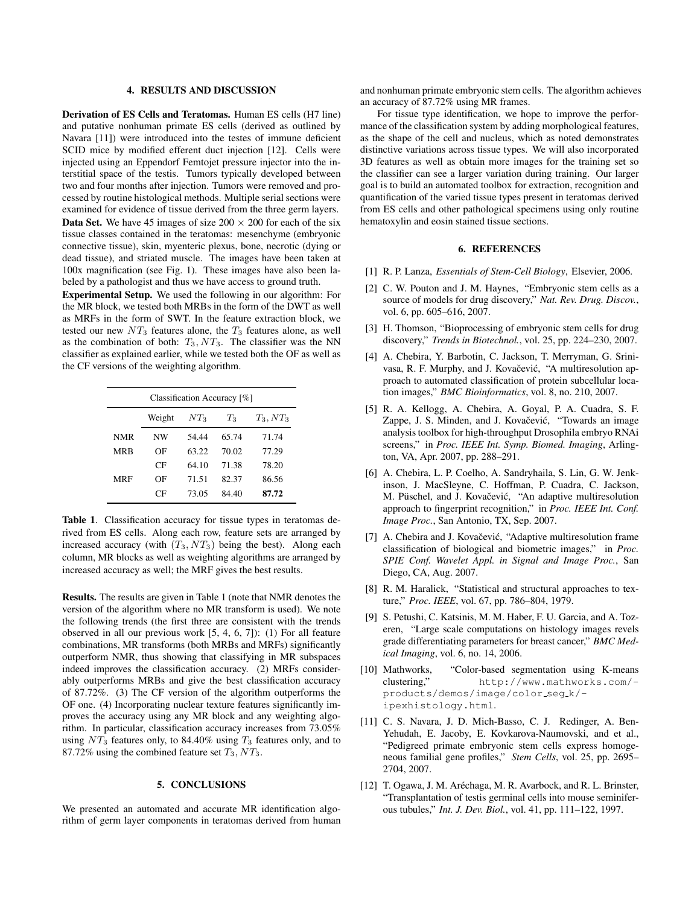## 4. RESULTS AND DISCUSSION

**Derivation of ES Cells and Teratomas.** Human ES cells (H7 line) and putative nonhuman primate ES cells (derived as outlined by Navara [11]) were introduced into the testes of immune deficient SCID mice by modified efferent duct injection [12]. Cells were injected using an Eppendorf Femtojet pressure injector into the interstitial space of the testis. Tumors typically developed between two and four months after injection. Tumors were removed and processed by routine histological methods. Multiple serial sections were examined for evidence of tissue derived from the three germ layers.

**Data Set.** We have 45 images of size $200 \times 200$ for each of the six tissue classes contained in the teratomas: mesenchyme (embryonic connective tissue), skin, myenteric plexus, bone, necrotic (dying or dead tissue), and striated muscle. The images have been taken at 100x magnification (see Fig. 1). These images have also been labeled by a pathologist and thus we have access to ground truth.

**Experimental Setup.** We used the following in our algorithm: For the MR block, we tested both MRBs in the form of the DWT as well as MRFs in the form of SWT. In the feature extraction block, we tested our new $NT_3$ features alone, the $T_3$ features alone, as well as the combination of both: $T_3, NT_3$. The classifier was the NN classifier as explained earlier, while we tested both the OF as well as the CF versions of the weighting algorithm.

| Classification Accuracy [%] | | | | |
|---|---|---|---|---|
| | Weight | $NT_3$ | $T_3$ | $T_3, NT_3$ |
| NMR | NW | 54.44 | 65.74 | 71.74 |
| MRB | OF | 63.22 | 70.02 | 77.29 |
| | CF | 64.10 | 71.38 | 78.20 |
| MRF | OF | 71.51 | 82.37 | 86.56 |
| | CF | 73.05 | 84.40 | **87.72** |

**Table 1**. Classification accuracy for tissue types in teratomas derived from ES cells. Along each row, feature sets are arranged by increased accuracy (with $(T_3, NT_3)$ being the best). Along each column, MR blocks as well as weighting algorithms are arranged by increased accuracy as well; the MRF gives the best results.

**Results.** The results are given in Table 1 (note that NMR denotes the version of the algorithm where no MR transform is used). We note the following trends (the first three are consistent with the trends observed in all our previous work [5, 4, 6, 7]): (1) For all feature combinations, MR transforms (both MRBs and MRFs) significantly outperform NMR, thus showing that classifying in MR subspaces indeed improves the classification accuracy. (2) MRFs considerably outperforms MRBs and give the best classification accuracy of 87.72%. (3) The CF version of the algorithm outperforms the OF one. (4) Incorporating nuclear texture features significantly improves the accuracy using any MR block and any weighting algorithm. In particular, classification accuracy increases from 73.05% using $NT_3$ features only, to 84.40% using $T_3$ features only, and to 87.72% using the combined feature set $T_3, NT_3$.

## 5. CONCLUSIONS

We presented an automated and accurate MR identification algorithm of germ layer components in teratomas derived from human and nonhuman primate embryonic stem cells. The algorithm achieves an accuracy of 87.72% using MR frames.

For tissue type identification, we hope to improve the performance of the classification system by adding morphological features, as the shape of the cell and nucleus, which as noted demonstrates distinctive variations across tissue types. We will also incorporated 3D features as well as obtain more images for the training set so the classifier can see a larger variation during training. Our larger goal is to build an automated toolbox for extraction, recognition and quantification of the varied tissue types present in teratomas derived from ES cells and other pathological specimens using only routine hematoxylin and eosin stained tissue sections.

## 6. REFERENCES

[1] R. P. Lanza, *Essentials of Stem-Cell Biology*, Elsevier, 2006.

[2] C. W. Pouton and J. M. Haynes, "Embryonic stem cells as a source of models for drug discovery," *Nat. Rev. Drug. Discov.*, vol. 6, pp. 605–616, 2007.

[3] H. Thomson, "Bioprocessing of embryonic stem cells for drug discovery," *Trends in Biotechnol.*, vol. 25, pp. 224–230, 2007.

[4] A. Chebira, Y. Barbotin, C. Jackson, T. Merryman, G. Srinivasa, R. F. Murphy, and J. Kovačević, "A multiresolution approach to automated classification of protein subcellular location images," *BMC Bioinformatics*, vol. 8, no. 210, 2007.

[5] R. A. Kellogg, A. Chebira, A. Goyal, P. A. Cuadra, S. F. Zappe, J. S. Minden, and J. Kovačević, "Towards an image analysis toolbox for high-throughput Drosophila embryo RNAi screens," in *Proc. IEEE Int. Symp. Biomed. Imaging*, Arlington, VA, Apr. 2007, pp. 288–291.

[6] A. Chebira, L. P. Coelho, A. Sandryhaila, S. Lin, G. W. Jenkinson, J. MacSleyne, C. Hoffman, P. Cuadra, C. Jackson, M. Püschel, and J. Kovačević, "An adaptive multiresolution approach to fingerprint recognition," in *Proc. IEEE Int. Conf. Image Proc.*, San Antonio, TX, Sep. 2007.

[7] A. Chebira and J. Kovačević, "Adaptive multiresolution frame classification of biological and biometric images," in *Proc. SPIE Conf. Wavelet Appl. in Signal and Image Proc.*, San Diego, CA, Aug. 2007.

[8] R. M. Haralick, "Statistical and structural approaches to texture," *Proc. IEEE*, vol. 67, pp. 786–804, 1979.

[9] S. Petushi, C. Katsinis, M. M. Haber, F. U. Garcia, and A. Tozeren, "Large scale computations on histology images revels grade differentiating parameters for breast cancer," *BMC Medical Imaging*, vol. 6, no. 14, 2006.

[10] Mathworks, "Color-based segmentation using K-means clustering," http://www.mathworks.com/-products/demos/image/color_seg_k/-ipexhistology.html.

[11] C. S. Navara, J. D. Mich-Basso, C. J. Redinger, A. Ben-Yehudah, E. Jacoby, E. Kovkarova-Naumovski, and et al., "Pedigreed primate embryonic stem cells express homogeneous familial gene profiles," *Stem Cells*, vol. 25, pp. 2695–2704, 2007.

[12] T. Ogawa, J. M. Aréchaga, M. R. Avarbock, and R. L. Brinster, "Transplantation of testis germinal cells into mouse seminiferous tubules," *Int. J. Dev. Biol.*, vol. 41, pp. 111–122, 1997.